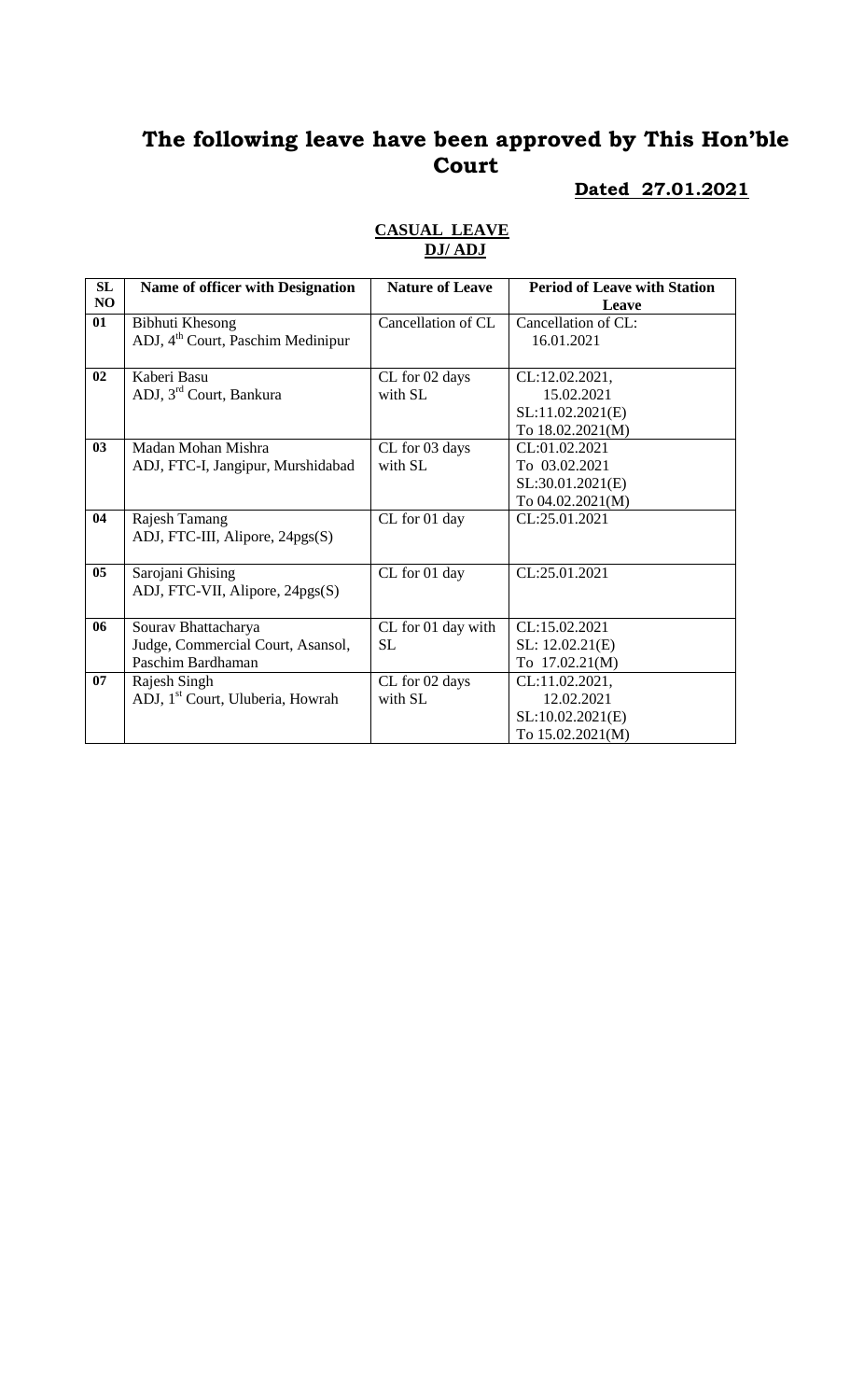# The following leave have been approved by This Hon'ble Court

**Dated 27.01.2021**

**CASUAL LEAVE**
**DJ/ ADJ**

| SL NO | Name of officer with Designation | Nature of Leave | Period of Leave with Station Leave |
|---|---|---|---|
| 01 | Bibhuti Khesong<br>ADJ, 4th Court, Paschim Medinipur | Cancellation of CL | Cancellation of CL:<br>16.01.2021 |
| 02 | Kaberi Basu<br>ADJ, 3rd Court, Bankura | CL for 02 days with SL | CL:12.02.2021,<br>15.02.2021<br>SL:11.02.2021(E)<br>To 18.02.2021(M) |
| 03 | Madan Mohan Mishra<br>ADJ, FTC-I, Jangipur, Murshidabad | CL for 03 days with SL | CL:01.02.2021<br>To 03.02.2021<br>SL:30.01.2021(E)<br>To 04.02.2021(M) |
| 04 | Rajesh Tamang<br>ADJ, FTC-III, Alipore, 24pgs(S) | CL for 01 day | CL:25.01.2021 |
| 05 | Sarojani Ghising<br>ADJ, FTC-VII, Alipore, 24pgs(S) | CL for 01 day | CL:25.01.2021 |
| 06 | Sourav Bhattacharya<br>Judge, Commercial Court, Asansol, Paschim Bardhaman | CL for 01 day with SL | CL:15.02.2021<br>SL: 12.02.21(E)<br>To 17.02.21(M) |
| 07 | Rajesh Singh<br>ADJ, 1st Court, Uluberia, Howrah | CL for 02 days with SL | CL:11.02.2021,<br>12.02.2021<br>SL:10.02.2021(E)<br>To 15.02.2021(M) |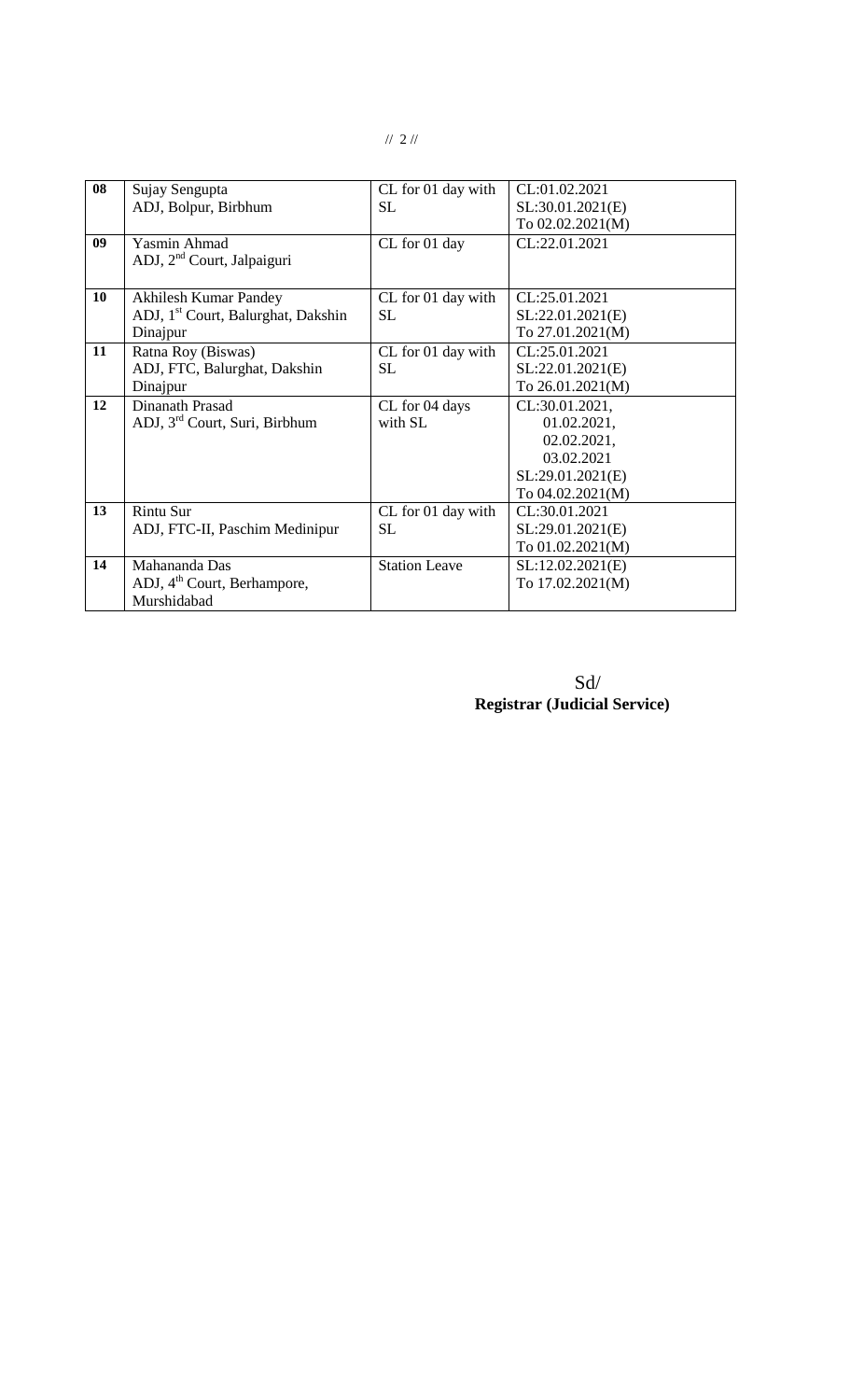| 08 | Sujay Sengupta<br>ADJ, Bolpur, Birbhum | CL for 01 day with SL | CL:01.02.2021<br>SL:30.01.2021(E)<br>To 02.02.2021(M) |
|---|---|---|---|
| 09 | Yasmin Ahmad<br>ADJ, 2nd Court, Jalpaiguri | CL for 01 day | CL:22.01.2021 |
| 10 | Akhilesh Kumar Pandey<br>ADJ, 1st Court, Balurghat, Dakshin Dinajpur | CL for 01 day with SL | CL:25.01.2021<br>SL:22.01.2021(E)<br>To 27.01.2021(M) |
| 11 | Ratna Roy (Biswas)<br>ADJ, FTC, Balurghat, Dakshin Dinajpur | CL for 01 day with SL | CL:25.01.2021<br>SL:22.01.2021(E)<br>To 26.01.2021(M) |
| 12 | Dinanath Prasad<br>ADJ, 3rd Court, Suri, Birbhum | CL for 04 days with SL | CL:30.01.2021,<br>01.02.2021,<br>02.02.2021,<br>03.02.2021<br>SL:29.01.2021(E)<br>To 04.02.2021(M) |
| 13 | Rintu Sur<br>ADJ, FTC-II, Paschim Medinipur | CL for 01 day with SL | CL:30.01.2021<br>SL:29.01.2021(E)<br>To 01.02.2021(M) |
| 14 | Mahananda Das<br>ADJ, 4th Court, Berhampore, Murshidabad | Station Leave | SL:12.02.2021(E)<br>To 17.02.2021(M) |

Sd/

**Registrar (Judicial Service)**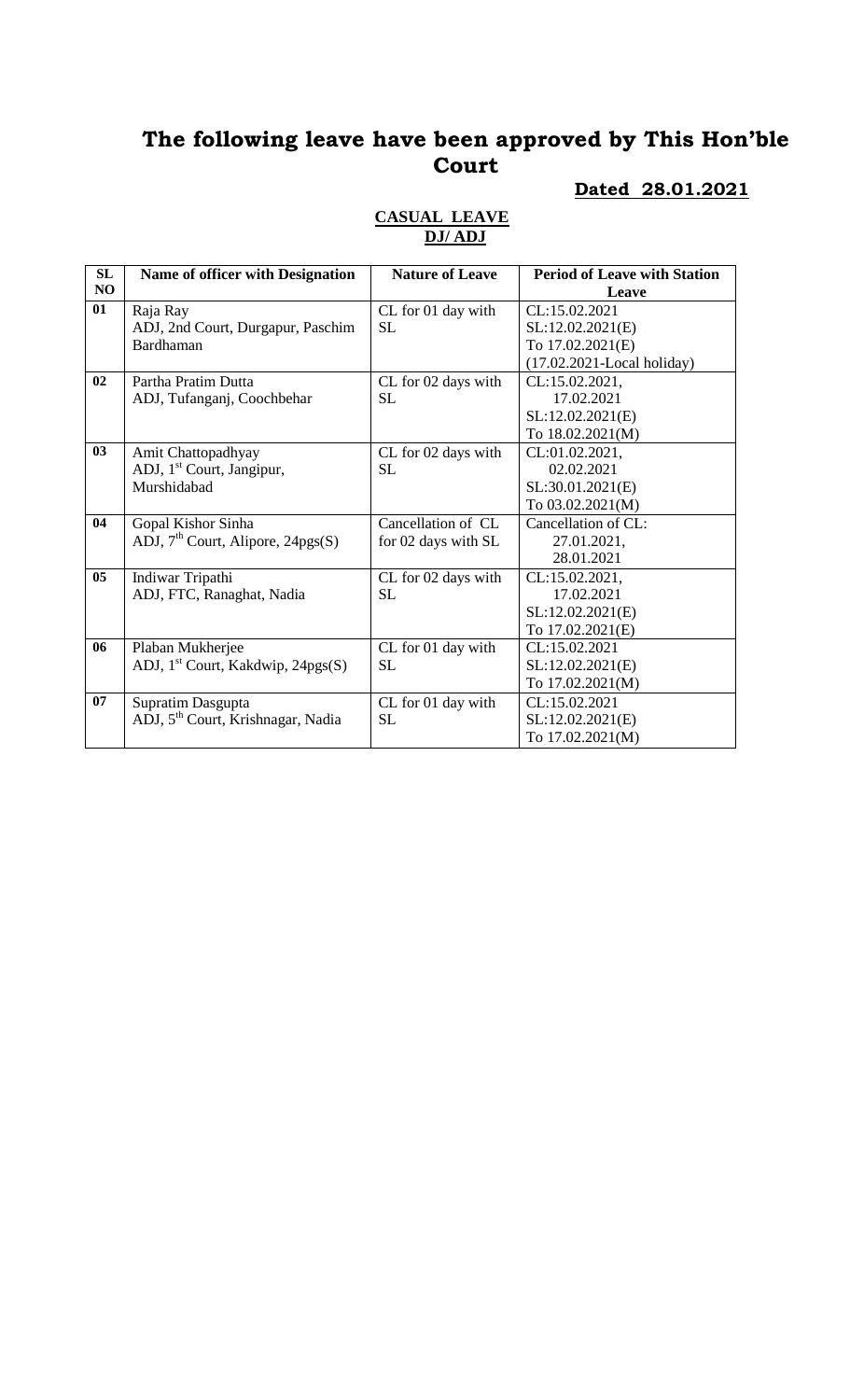# The following leave have been approved by This Hon'ble Court

**Dated 28.01.2021**

**CASUAL LEAVE**
**DJ/ ADJ**

| SL NO | Name of officer with Designation | Nature of Leave | Period of Leave with Station Leave |
|---|---|---|---|
| 01 | Raja Ray<br>ADJ, 2nd Court, Durgapur, Paschim Bardhaman | CL for 01 day with SL | CL:15.02.2021<br>SL:12.02.2021(E)<br>To 17.02.2021(E)<br>(17.02.2021-Local holiday) |
| 02 | Partha Pratim Dutta<br>ADJ, Tufanganj, Coochbehar | CL for 02 days with SL | CL:15.02.2021,<br>17.02.2021<br>SL:12.02.2021(E)<br>To 18.02.2021(M) |
| 03 | Amit Chattopadhyay<br>ADJ, 1st Court, Jangipur, Murshidabad | CL for 02 days with SL | CL:01.02.2021,<br>02.02.2021<br>SL:30.01.2021(E)<br>To 03.02.2021(M) |
| 04 | Gopal Kishor Sinha<br>ADJ, 7th Court, Alipore, 24pgs(S) | Cancellation of CL for 02 days with SL | Cancellation of CL:<br>27.01.2021,<br>28.01.2021 |
| 05 | Indiwar Tripathi<br>ADJ, FTC, Ranaghat, Nadia | CL for 02 days with SL | CL:15.02.2021,<br>17.02.2021<br>SL:12.02.2021(E)<br>To 17.02.2021(E) |
| 06 | Plaban Mukherjee<br>ADJ, 1st Court, Kakdwip, 24pgs(S) | CL for 01 day with SL | CL:15.02.2021<br>SL:12.02.2021(E)<br>To 17.02.2021(M) |
| 07 | Supratim Dasgupta<br>ADJ, 5th Court, Krishnagar, Nadia | CL for 01 day with SL | CL:15.02.2021<br>SL:12.02.2021(E)<br>To 17.02.2021(M) |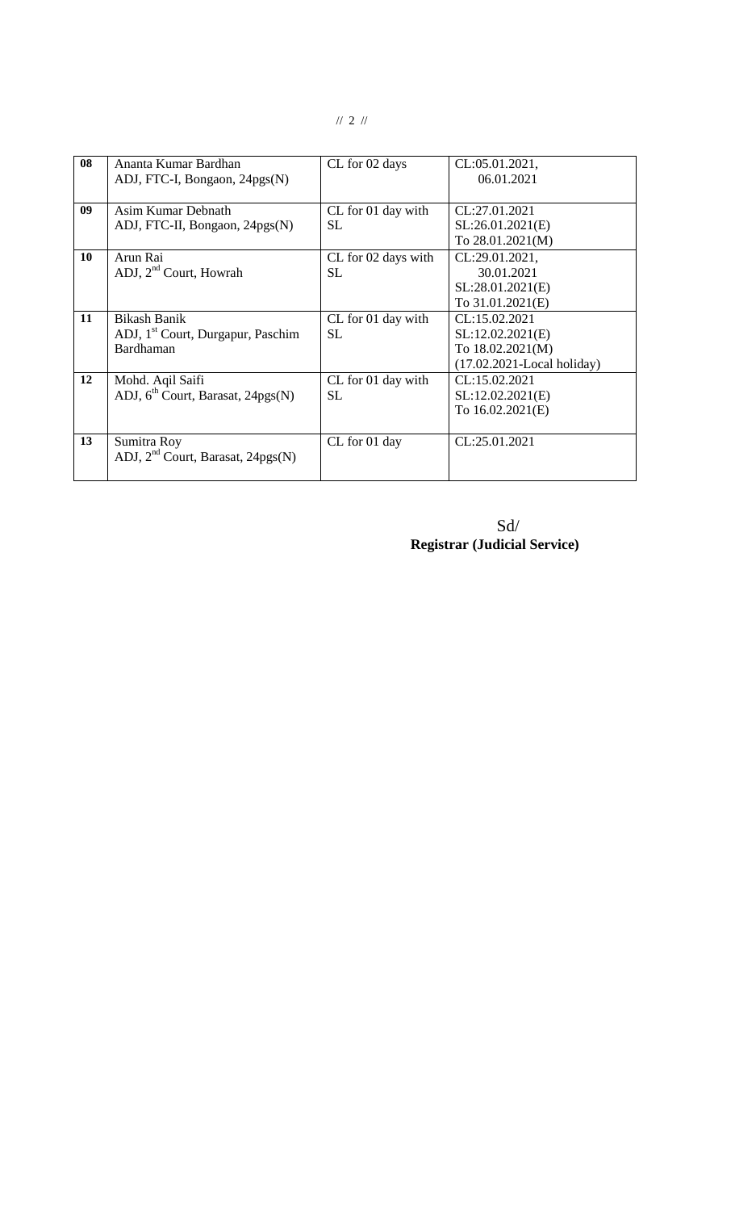| 08 | Ananta Kumar Bardhan<br>ADJ, FTC-I, Bongaon, 24pgs(N) | CL for 02 days | CL:05.01.2021,<br>06.01.2021 |
|---|---|---|---|
| 09 | Asim Kumar Debnath<br>ADJ, FTC-II, Bongaon, 24pgs(N) | CL for 01 day with SL | CL:27.01.2021<br>SL:26.01.2021(E)<br>To 28.01.2021(M) |
| 10 | Arun Rai<br>ADJ, 2nd Court, Howrah | CL for 02 days with SL | CL:29.01.2021,<br>30.01.2021<br>SL:28.01.2021(E)<br>To 31.01.2021(E) |
| 11 | Bikash Banik<br>ADJ, 1st Court, Durgapur, Paschim Bardhaman | CL for 01 day with SL | CL:15.02.2021<br>SL:12.02.2021(E)<br>To 18.02.2021(M)<br>(17.02.2021-Local holiday) |
| 12 | Mohd. Aqil Saifi<br>ADJ, 6th Court, Barasat, 24pgs(N) | CL for 01 day with SL | CL:15.02.2021<br>SL:12.02.2021(E)<br>To 16.02.2021(E) |
| 13 | Sumitra Roy<br>ADJ, 2nd Court, Barasat, 24pgs(N) | CL for 01 day | CL:25.01.2021 |

Sd/
**Registrar (Judicial Service)**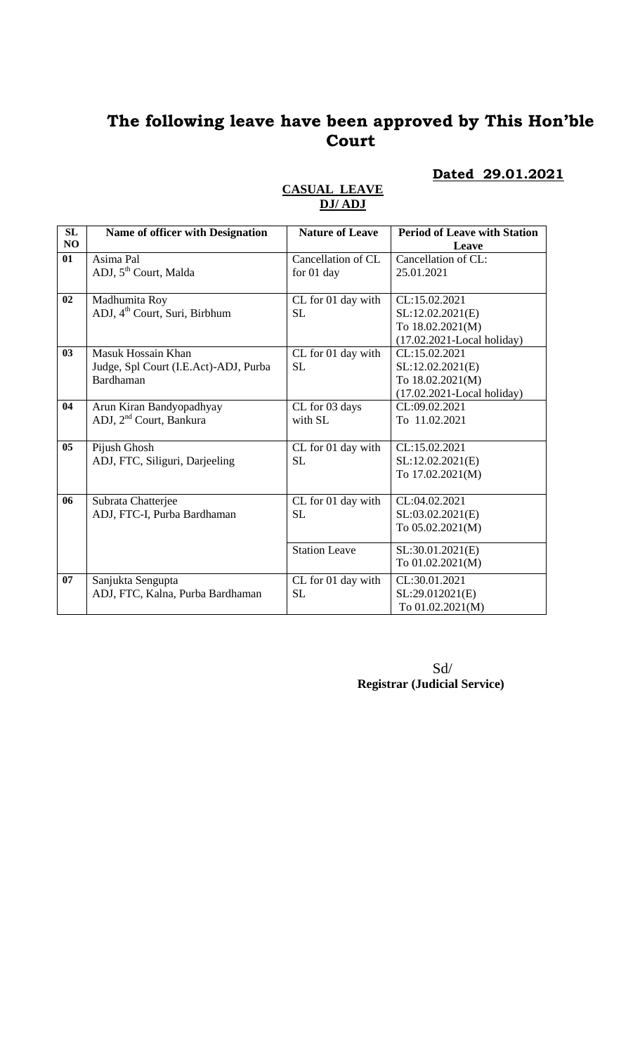# The following leave have been approved by This Hon'ble Court

**Dated 29.01.2021**

**CASUAL LEAVE**
**DJ/ ADJ**

| SL NO | Name of officer with Designation | Nature of Leave | Period of Leave with Station Leave |
|---|---|---|---|
| 01 | Asima Pal<br>ADJ, 5th Court, Malda | Cancellation of CL for 01 day | Cancellation of CL:<br>25.01.2021 |
| 02 | Madhumita Roy<br>ADJ, 4th Court, Suri, Birbhum | CL for 01 day with SL | CL:15.02.2021<br>SL:12.02.2021(E)<br>To 18.02.2021(M)<br>(17.02.2021-Local holiday) |
| 03 | Masuk Hossain Khan<br>Judge, Spl Court (I.E.Act)-ADJ, Purba Bardhaman | CL for 01 day with SL | CL:15.02.2021<br>SL:12.02.2021(E)<br>To 18.02.2021(M)<br>(17.02.2021-Local holiday) |
| 04 | Arun Kiran Bandyopadhyay<br>ADJ, 2nd Court, Bankura | CL for 03 days with SL | CL:09.02.2021<br>To 11.02.2021 |
| 05 | Pijush Ghosh<br>ADJ, FTC, Siliguri, Darjeeling | CL for 01 day with SL | CL:15.02.2021<br>SL:12.02.2021(E)<br>To 17.02.2021(M) |
| 06 | Subrata Chatterjee<br>ADJ, FTC-I, Purba Bardhaman | CL for 01 day with SL | CL:04.02.2021<br>SL:03.02.2021(E)<br>To 05.02.2021(M) |
| | | Station Leave | SL:30.01.2021(E)<br>To 01.02.2021(M) |
| 07 | Sanjukta Sengupta<br>ADJ, FTC, Kalna, Purba Bardhaman | CL for 01 day with SL | CL:30.01.2021<br>SL:29.012021(E)<br>To 01.02.2021(M) |

Sd/
**Registrar (Judicial Service)**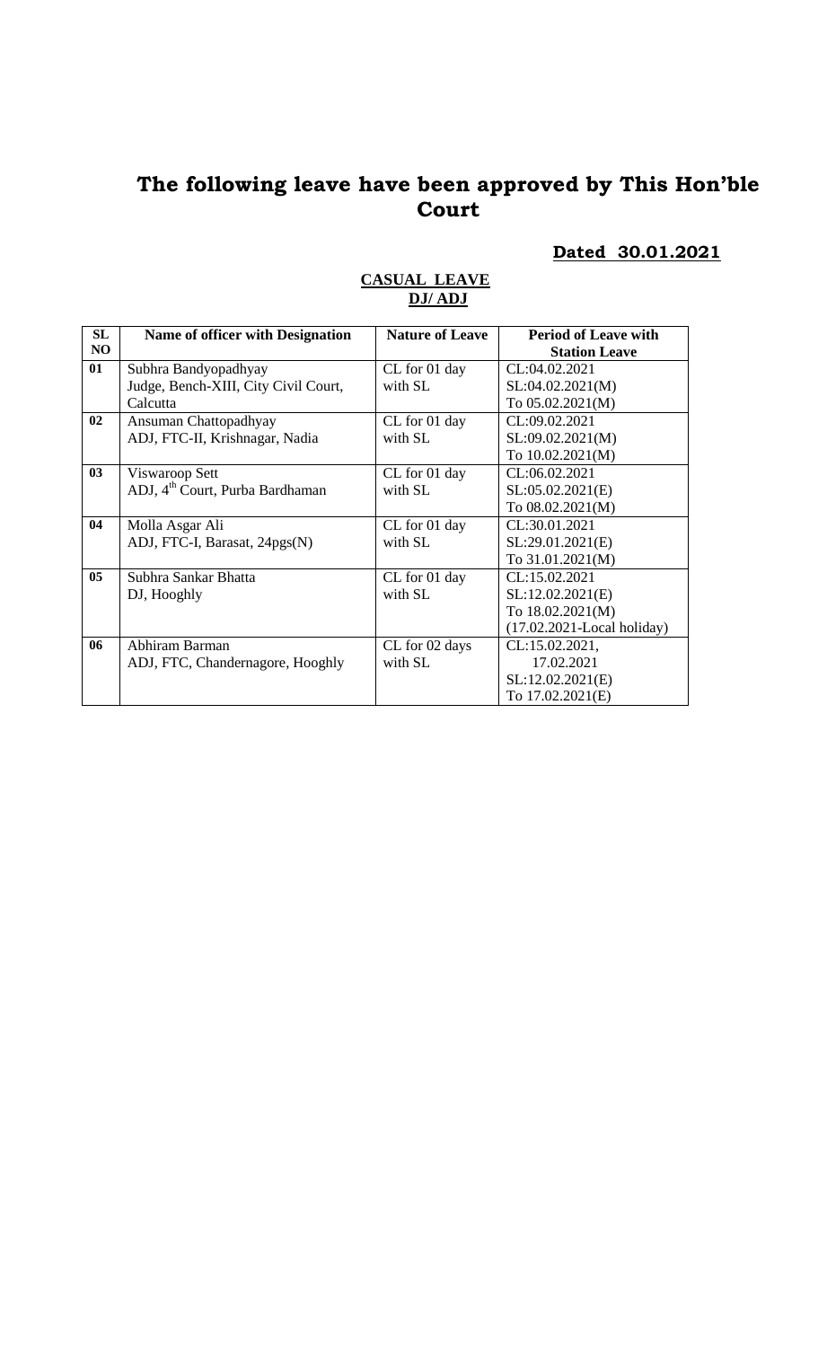# The following leave have been approved by This Hon'ble Court

**Dated 30.01.2021**

**CASUAL LEAVE**
**DJ/ ADJ**

| SL NO | Name of officer with Designation | Nature of Leave | Period of Leave with Station Leave |
|---|---|---|---|
| 01 | Subhra Bandyopadhyay<br>Judge, Bench-XIII, City Civil Court, Calcutta | CL for 01 day with SL | CL:04.02.2021<br>SL:04.02.2021(M)<br>To 05.02.2021(M) |
| 02 | Ansuman Chattopadhyay<br>ADJ, FTC-II, Krishnagar, Nadia | CL for 01 day with SL | CL:09.02.2021<br>SL:09.02.2021(M)<br>To 10.02.2021(M) |
| 03 | Viswaroop Sett<br>ADJ, 4th Court, Purba Bardhaman | CL for 01 day with SL | CL:06.02.2021<br>SL:05.02.2021(E)<br>To 08.02.2021(M) |
| 04 | Molla Asgar Ali<br>ADJ, FTC-I, Barasat, 24pgs(N) | CL for 01 day with SL | CL:30.01.2021<br>SL:29.01.2021(E)<br>To 31.01.2021(M) |
| 05 | Subhra Sankar Bhatta<br>DJ, Hooghly | CL for 01 day with SL | CL:15.02.2021<br>SL:12.02.2021(E)<br>To 18.02.2021(M)<br>(17.02.2021-Local holiday) |
| 06 | Abhiram Barman<br>ADJ, FTC, Chandernagore, Hooghly | CL for 02 days with SL | CL:15.02.2021,<br>17.02.2021<br>SL:12.02.2021(E)<br>To 17.02.2021(E) |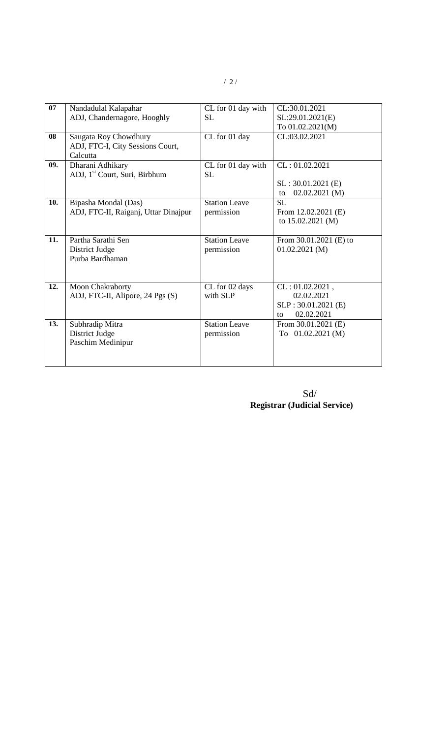| 07 | Nandadulal Kalapahar<br>ADJ, Chandernagore, Hooghly | CL for 01 day with SL | CL:30.01.2021<br>SL:29.01.2021(E)<br>To 01.02.2021(M) |
|---|---|---|---|
| 08 | Saugata Roy Chowdhury<br>ADJ, FTC-I, City Sessions Court, Calcutta | CL for 01 day | CL:03.02.2021 |
| 09. | Dharani Adhikary<br>ADJ, 1st Court, Suri, Birbhum | CL for 01 day with SL | CL : 01.02.2021<br><br>SL : 30.01.2021 (E)<br>to 02.02.2021 (M) |
| 10. | Bipasha Mondal (Das)<br>ADJ, FTC-II, Raiganj, Uttar Dinajpur | Station Leave permission | SL<br>From 12.02.2021 (E)<br>to 15.02.2021 (M) |
| 11. | Partha Sarathi Sen<br>District Judge<br>Purba Bardhaman | Station Leave permission | From 30.01.2021 (E) to 01.02.2021 (M) |
| 12. | Moon Chakraborty<br>ADJ, FTC-II, Alipore, 24 Pgs (S) | CL for 02 days with SLP | CL : 01.02.2021 , 02.02.2021<br>SLP : 30.01.2021 (E)<br>to 02.02.2021 |
| 13. | Subhradip Mitra<br>District Judge<br>Paschim Medinipur | Station Leave permission | From 30.01.2021 (E)<br>To 01.02.2021 (M) |

Sd/
**Registrar (Judicial Service)**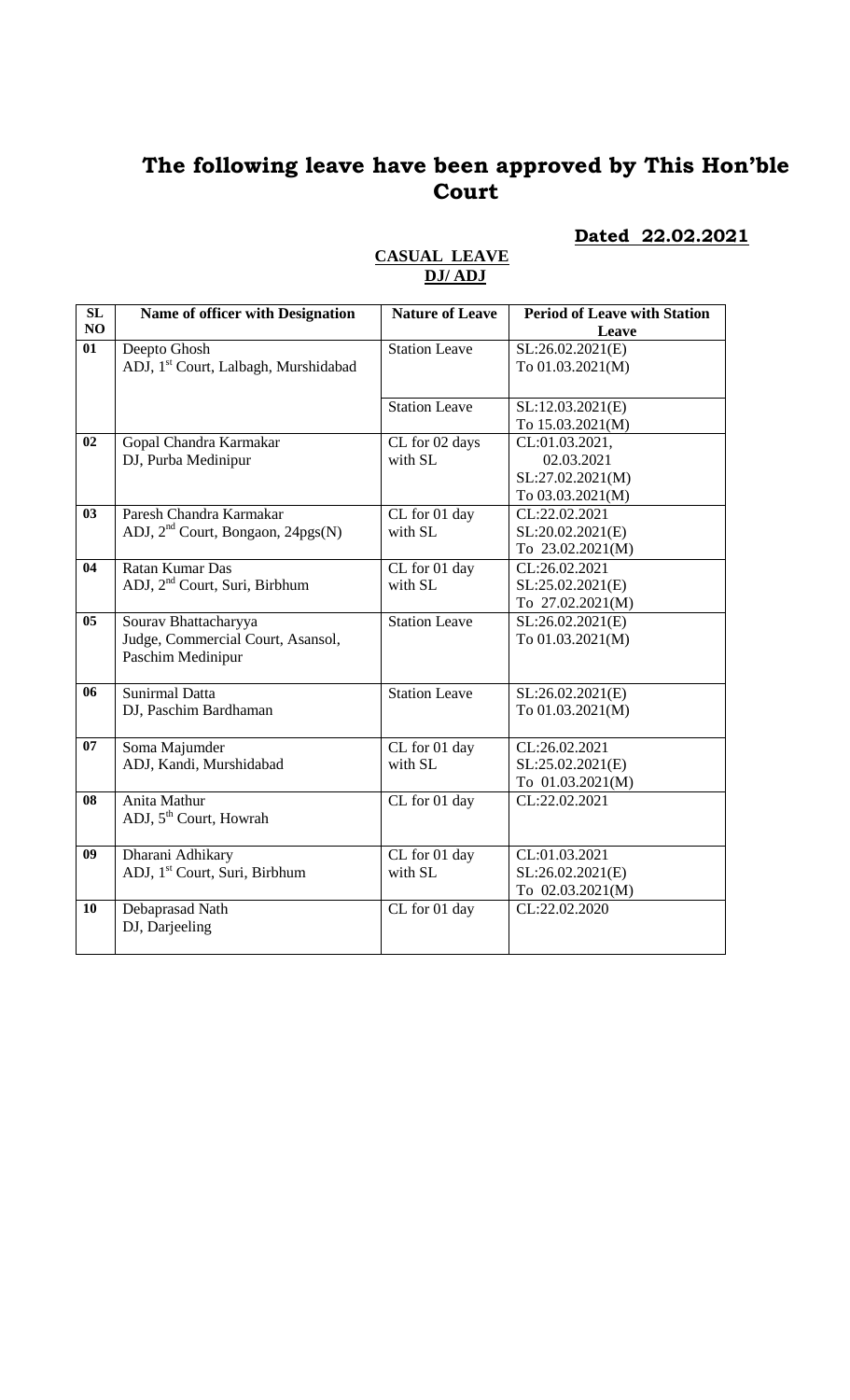# The following leave have been approved by This Hon'ble Court

**Dated 22.02.2021**

**CASUAL LEAVE**
**DJ/ ADJ**

| SL NO | Name of officer with Designation | Nature of Leave | Period of Leave with Station Leave |
|---|---|---|---|
| 01 | Deepto Ghosh<br>ADJ, 1st Court, Lalbagh, Murshidabad | Station Leave | SL:26.02.2021(E)<br>To 01.03.2021(M) |
| | | Station Leave | SL:12.03.2021(E)<br>To 15.03.2021(M) |
| 02 | Gopal Chandra Karmakar<br>DJ, Purba Medinipur | CL for 02 days with SL | CL:01.03.2021,<br>02.03.2021<br>SL:27.02.2021(M)<br>To 03.03.2021(M) |
| 03 | Paresh Chandra Karmakar<br>ADJ, 2nd Court, Bongaon, 24pgs(N) | CL for 01 day with SL | CL:22.02.2021<br>SL:20.02.2021(E)<br>To 23.02.2021(M) |
| 04 | Ratan Kumar Das<br>ADJ, 2nd Court, Suri, Birbhum | CL for 01 day with SL | CL:26.02.2021<br>SL:25.02.2021(E)<br>To 27.02.2021(M) |
| 05 | Sourav Bhattacharyya<br>Judge, Commercial Court, Asansol, Paschim Medinipur | Station Leave | SL:26.02.2021(E)<br>To 01.03.2021(M) |
| 06 | Sunirmal Datta<br>DJ, Paschim Bardhaman | Station Leave | SL:26.02.2021(E)<br>To 01.03.2021(M) |
| 07 | Soma Majumder<br>ADJ, Kandi, Murshidabad | CL for 01 day with SL | CL:26.02.2021<br>SL:25.02.2021(E)<br>To 01.03.2021(M) |
| 08 | Anita Mathur<br>ADJ, 5th Court, Howrah | CL for 01 day | CL:22.02.2021 |
| 09 | Dharani Adhikary<br>ADJ, 1st Court, Suri, Birbhum | CL for 01 day with SL | CL:01.03.2021<br>SL:26.02.2021(E)<br>To 02.03.2021(M) |
| 10 | Debaprasad Nath<br>DJ, Darjeeling | CL for 01 day | CL:22.02.2020 |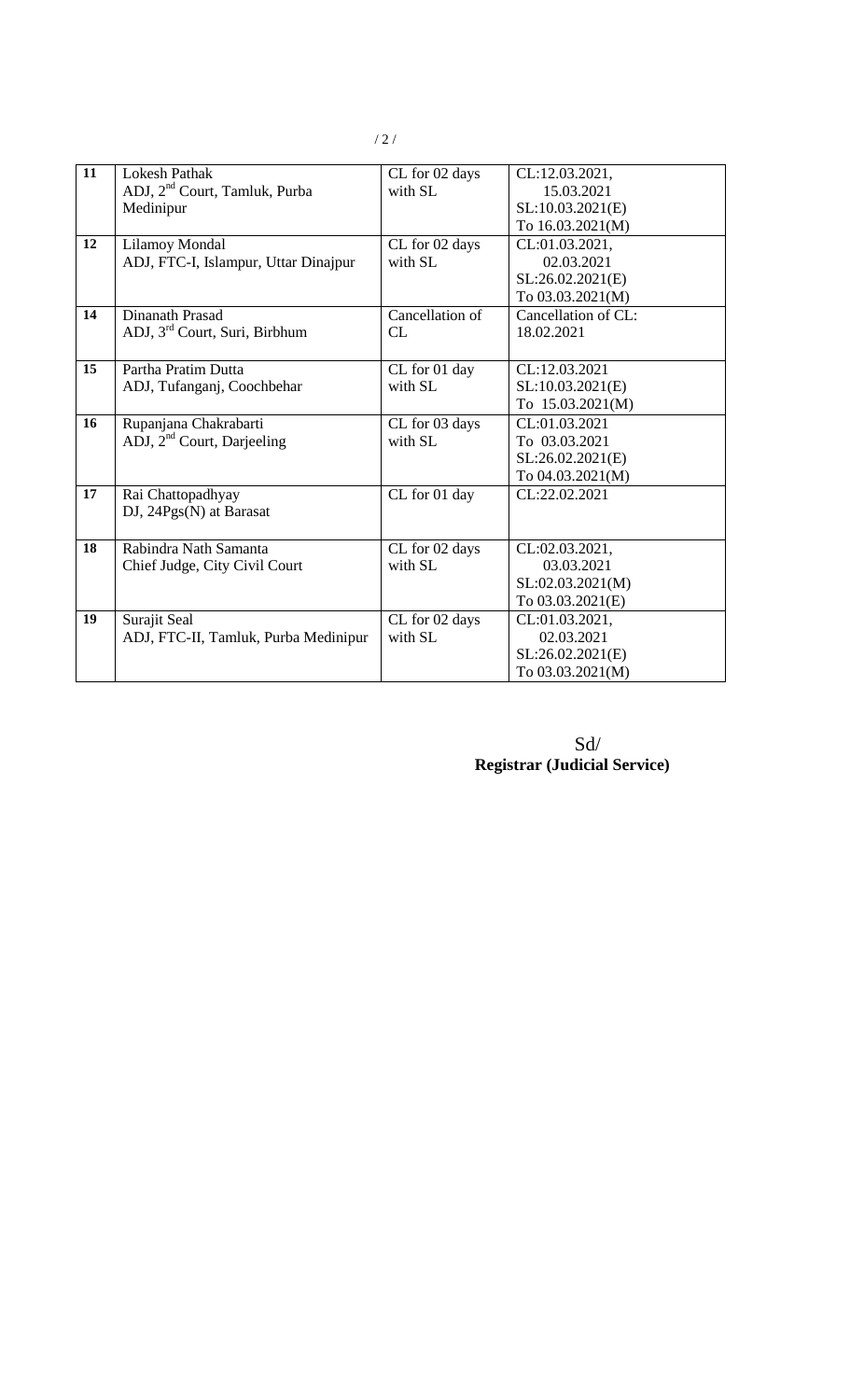| 11 | Lokesh Pathak<br>ADJ, 2nd Court, Tamluk, Purba Medinipur | CL for 02 days with SL | CL:12.03.2021, 15.03.2021<br>SL:10.03.2021(E) To 16.03.2021(M) |
|---|---|---|---|
| 12 | Lilamoy Mondal<br>ADJ, FTC-I, Islampur, Uttar Dinajpur | CL for 02 days with SL | CL:01.03.2021, 02.03.2021<br>SL:26.02.2021(E) To 03.03.2021(M) |
| 14 | Dinanath Prasad<br>ADJ, 3rd Court, Suri, Birbhum | Cancellation of CL | Cancellation of CL: 18.02.2021 |
| 15 | Partha Pratim Dutta<br>ADJ, Tufanganj, Coochbehar | CL for 01 day with SL | CL:12.03.2021<br>SL:10.03.2021(E) To 15.03.2021(M) |
| 16 | Rupanjana Chakrabarti<br>ADJ, 2nd Court, Darjeeling | CL for 03 days with SL | CL:01.03.2021 To 03.03.2021<br>SL:26.02.2021(E) To 04.03.2021(M) |
| 17 | Rai Chattopadhyay<br>DJ, 24Pgs(N) at Barasat | CL for 01 day | CL:22.02.2021 |
| 18 | Rabindra Nath Samanta<br>Chief Judge, City Civil Court | CL for 02 days with SL | CL:02.03.2021, 03.03.2021<br>SL:02.03.2021(M) To 03.03.2021(E) |
| 19 | Surajit Seal<br>ADJ, FTC-II, Tamluk, Purba Medinipur | CL for 02 days with SL | CL:01.03.2021, 02.03.2021<br>SL:26.02.2021(E) To 03.03.2021(M) |

Sd/
**Registrar (Judicial Service)**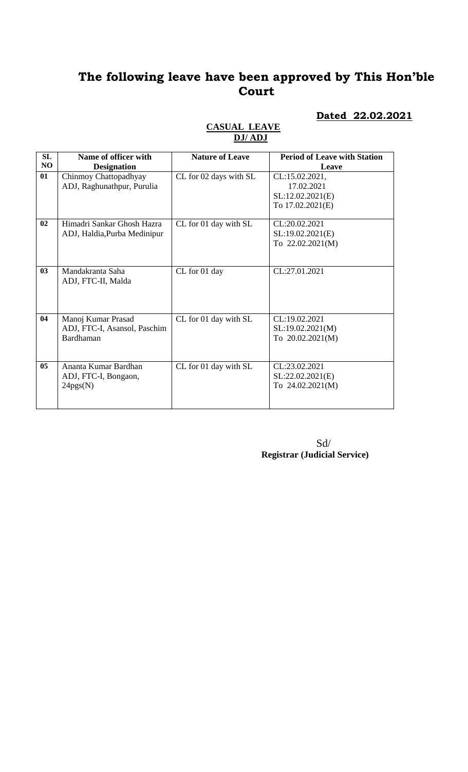# The following leave have been approved by This Hon'ble Court

**Dated 22.02.2021**

**CASUAL LEAVE**
**DJ/ ADJ**

| SL NO | Name of officer with Designation | Nature of Leave | Period of Leave with Station Leave |
|---|---|---|---|
| 01 | Chinmoy Chattopadhyay ADJ, Raghunathpur, Purulia | CL for 02 days with SL | CL:15.02.2021, 17.02.2021 SL:12.02.2021(E) To 17.02.2021(E) |
| 02 | Himadri Sankar Ghosh Hazra ADJ, Haldia,Purba Medinipur | CL for 01 day with SL | CL:20.02.2021 SL:19.02.2021(E) To 22.02.2021(M) |
| 03 | Mandakranta Saha ADJ, FTC-II, Malda | CL for 01 day | CL:27.01.2021 |
| 04 | Manoj Kumar Prasad ADJ, FTC-I, Asansol, Paschim Bardhaman | CL for 01 day with SL | CL:19.02.2021 SL:19.02.2021(M) To 20.02.2021(M) |
| 05 | Ananta Kumar Bardhan ADJ, FTC-I, Bongaon, 24pgs(N) | CL for 01 day with SL | CL:23.02.2021 SL:22.02.2021(E) To 24.02.2021(M) |

Sd/
**Registrar (Judicial Service)**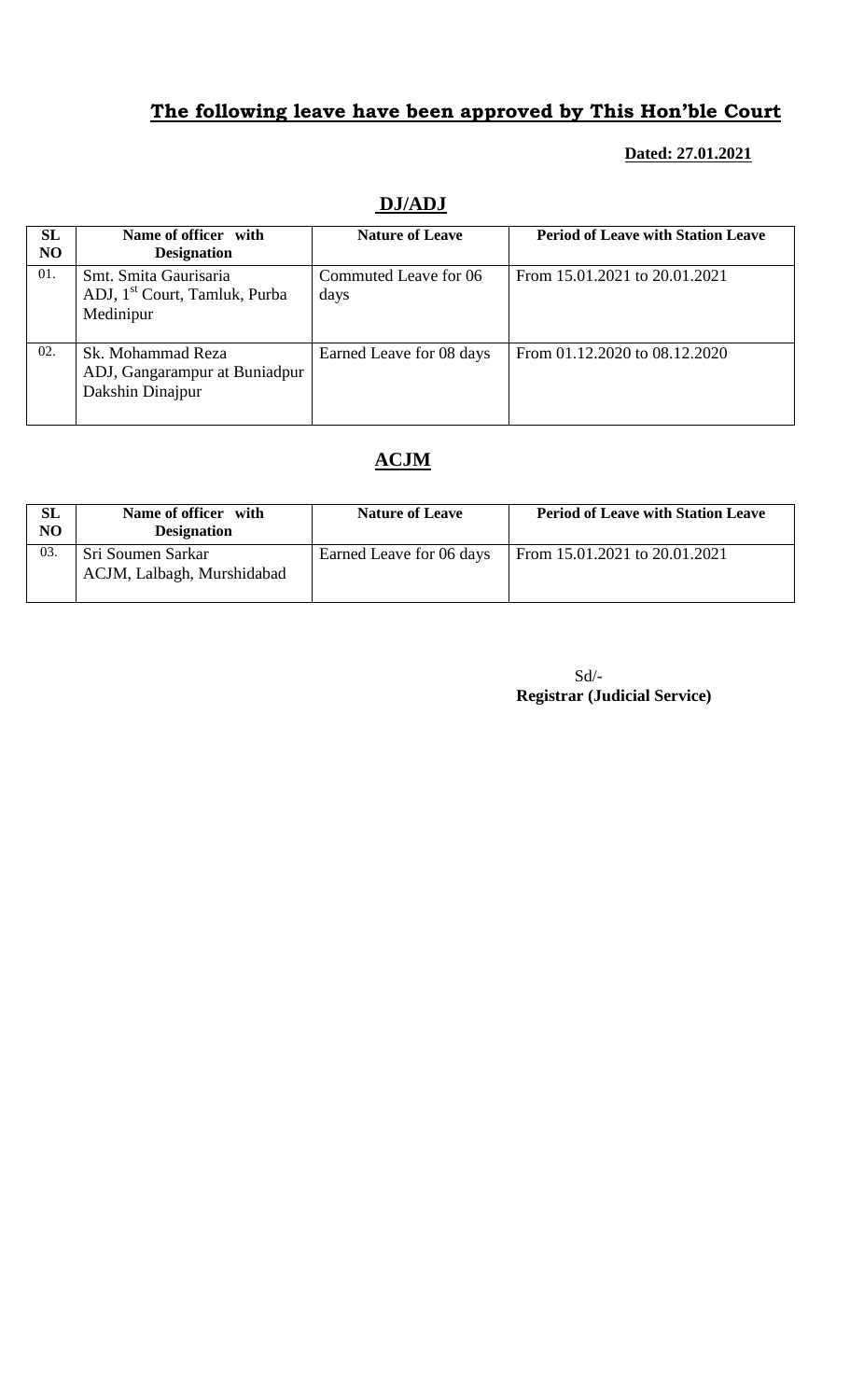## The following leave have been approved by This Hon'ble Court

**Dated: 27.01.2021**

### DJ/ADJ

| SL NO | Name of officer with Designation | Nature of Leave | Period of Leave with Station Leave |
|---|---|---|---|
| 01. | Smt. Smita Gaurisaria ADJ, 1st Court, Tamluk, Purba Medinipur | Commuted Leave for 06 days | From 15.01.2021 to 20.01.2021 |
| 02. | Sk. Mohammad Reza ADJ, Gangarampur at Buniadpur Dakshin Dinajpur | Earned Leave for 08 days | From 01.12.2020 to 08.12.2020 |

### ACJM

| SL NO | Name of officer with Designation | Nature of Leave | Period of Leave with Station Leave |
|---|---|---|---|
| 03. | Sri Soumen Sarkar ACJM, Lalbagh, Murshidabad | Earned Leave for 06 days | From 15.01.2021 to 20.01.2021 |

Sd/-
**Registrar (Judicial Service)**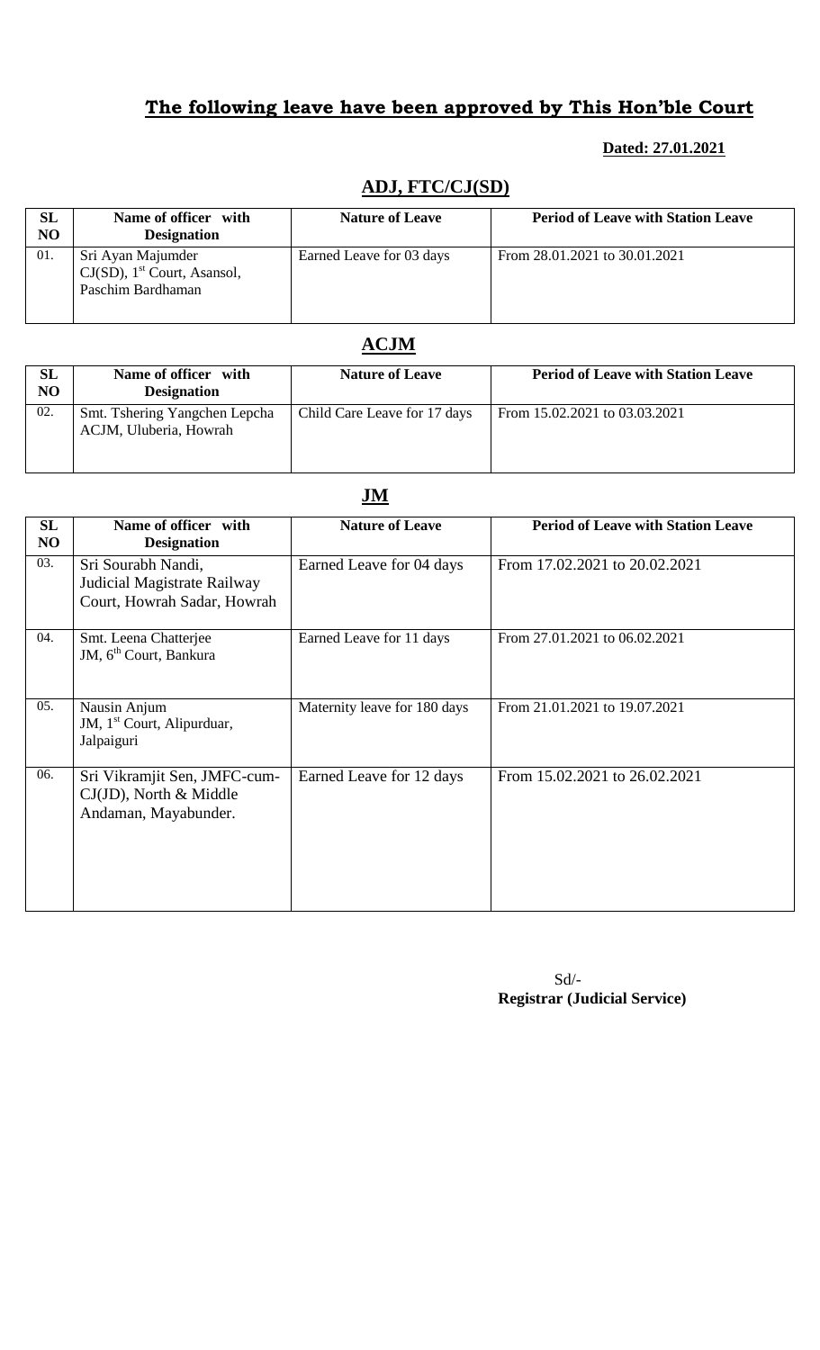## The following leave have been approved by This Hon'ble Court

**Dated: 27.01.2021**

### ADJ, FTC/CJ(SD)

| SL NO | Name of officer with Designation | Nature of Leave | Period of Leave with Station Leave |
|---|---|---|---|
| 01. | Sri Ayan Majumder CJ(SD), 1st Court, Asansol, Paschim Bardhaman | Earned Leave for 03 days | From 28.01.2021 to 30.01.2021 |

### ACJM

| SL NO | Name of officer with Designation | Nature of Leave | Period of Leave with Station Leave |
|---|---|---|---|
| 02. | Smt. Tshering Yangchen Lepcha ACJM, Uluberia, Howrah | Child Care Leave for 17 days | From 15.02.2021 to 03.03.2021 |

### JM

| SL NO | Name of officer with Designation | Nature of Leave | Period of Leave with Station Leave |
|---|---|---|---|
| 03. | Sri Sourabh Nandi, Judicial Magistrate Railway Court, Howrah Sadar, Howrah | Earned Leave for 04 days | From 17.02.2021 to 20.02.2021 |
| 04. | Smt. Leena Chatterjee JM, 6th Court, Bankura | Earned Leave for 11 days | From 27.01.2021 to 06.02.2021 |
| 05. | Nausin Anjum JM, 1st Court, Alipurduar, Jalpaiguri | Maternity leave for 180 days | From 21.01.2021 to 19.07.2021 |
| 06. | Sri Vikramjit Sen, JMFC-cum-CJ(JD), North & Middle Andaman, Mayabunder. | Earned Leave for 12 days | From 15.02.2021 to 26.02.2021 |

Sd/-
**Registrar (Judicial Service)**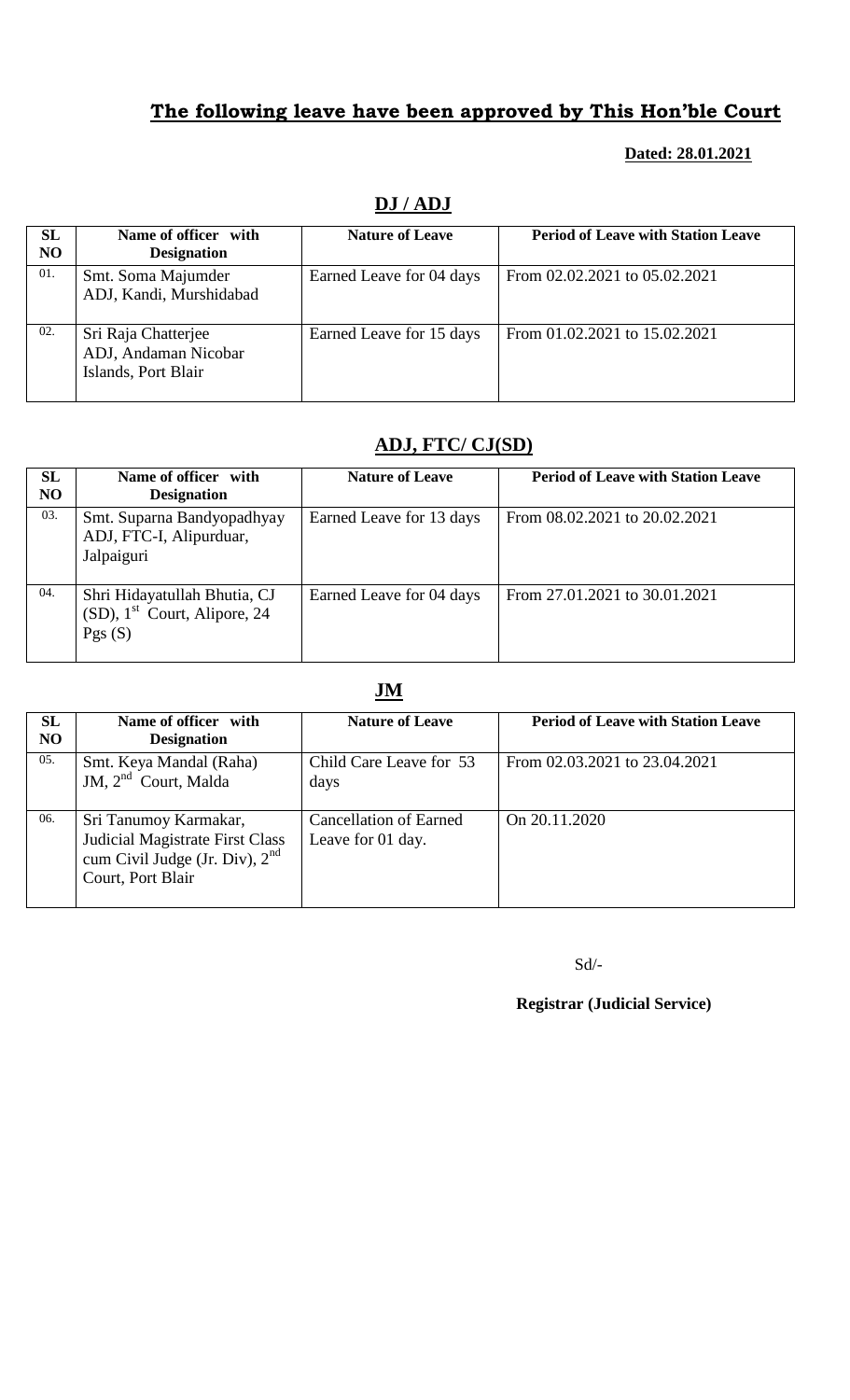## The following leave have been approved by This Hon'ble Court

**Dated: 28.01.2021**

### DJ / ADJ

| SL NO | Name of officer with Designation | Nature of Leave | Period of Leave with Station Leave |
|---|---|---|---|
| 01. | Smt. Soma Majumder ADJ, Kandi, Murshidabad | Earned Leave for 04 days | From 02.02.2021 to 05.02.2021 |
| 02. | Sri Raja Chatterjee ADJ, Andaman Nicobar Islands, Port Blair | Earned Leave for 15 days | From 01.02.2021 to 15.02.2021 |

### ADJ, FTC/ CJ(SD)

| SL NO | Name of officer with Designation | Nature of Leave | Period of Leave with Station Leave |
|---|---|---|---|
| 03. | Smt. Suparna Bandyopadhyay ADJ, FTC-I, Alipurduar, Jalpaiguri | Earned Leave for 13 days | From 08.02.2021 to 20.02.2021 |
| 04. | Shri Hidayatullah Bhutia, CJ (SD), 1st Court, Alipore, 24 Pgs (S) | Earned Leave for 04 days | From 27.01.2021 to 30.01.2021 |

### JM

| SL NO | Name of officer with Designation | Nature of Leave | Period of Leave with Station Leave |
|---|---|---|---|
| 05. | Smt. Keya Mandal (Raha) JM, 2nd Court, Malda | Child Care Leave for 53 days | From 02.03.2021 to 23.04.2021 |
| 06. | Sri Tanumoy Karmakar, Judicial Magistrate First Class cum Civil Judge (Jr. Div), 2nd Court, Port Blair | Cancellation of Earned Leave for 01 day. | On 20.11.2020 |

Sd/-

**Registrar (Judicial Service)**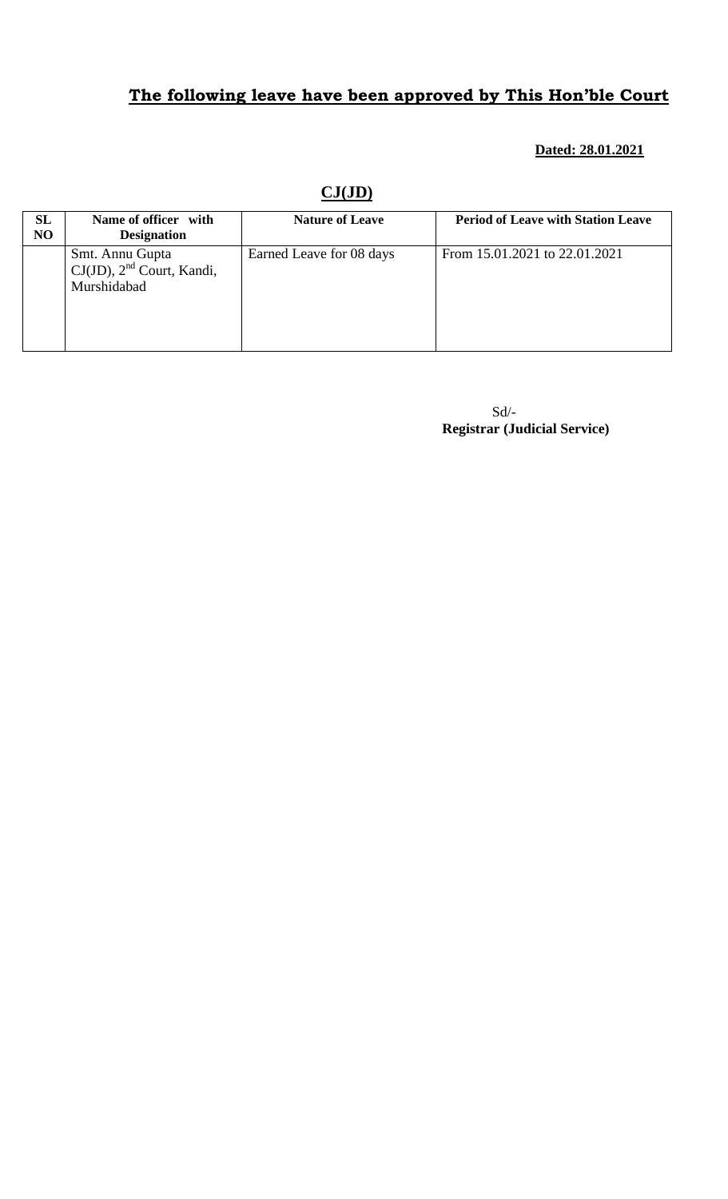# **The following leave have been approved by This Hon'ble Court**

**Dated: 28.01.2021**

## **CJ(JD)**

| SL NO | Name of officer with Designation | Nature of Leave | Period of Leave with Station Leave |
|---|---|---|---|
| | Smt. Annu Gupta CJ(JD), 2nd Court, Kandi, Murshidabad | Earned Leave for 08 days | From 15.01.2021 to 22.01.2021 |

Sd/-
**Registrar (Judicial Service)**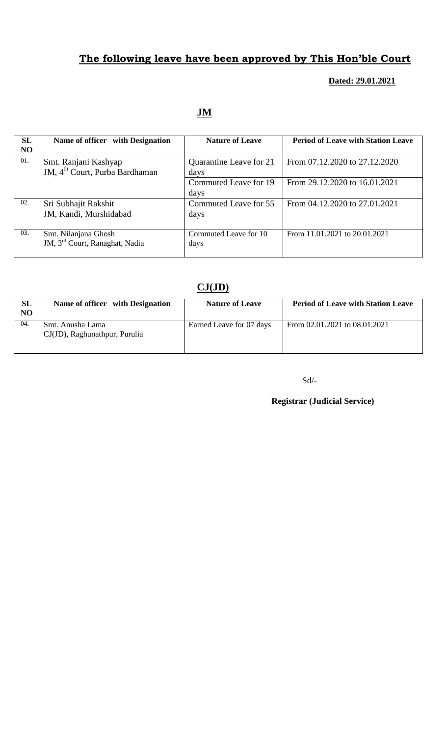## The following leave have been approved by This Hon'ble Court

**Dated: 29.01.2021**

### JM

| SL NO | Name of officer with Designation | Nature of Leave | Period of Leave with Station Leave |
|---|---|---|---|
| 01. | Smt. Ranjani Kashyap<br>JM, 4th Court, Purba Bardhaman | Quarantine Leave for 21 days | From 07.12.2020 to 27.12.2020 |
| | | Commuted Leave for 19 days | From 29.12.2020 to 16.01.2021 |
| 02. | Sri Subhajit Rakshit<br>JM, Kandi, Murshidabad | Commuted Leave for 55 days | From 04.12.2020 to 27.01.2021 |
| 03. | Smt. Nilanjana Ghosh<br>JM, 3rd Court, Ranaghat, Nadia | Commuted Leave for 10 days | From 11.01.2021 to 20.01.2021 |

### CJ(JD)

| SL NO | Name of officer with Designation | Nature of Leave | Period of Leave with Station Leave |
|---|---|---|---|
| 04. | Smt. Anusha Lama<br>CJ(JD), Raghunathpur, Purulia | Earned Leave for 07 days | From 02.01.2021 to 08.01.2021 |

Sd/-

**Registrar (Judicial Service)**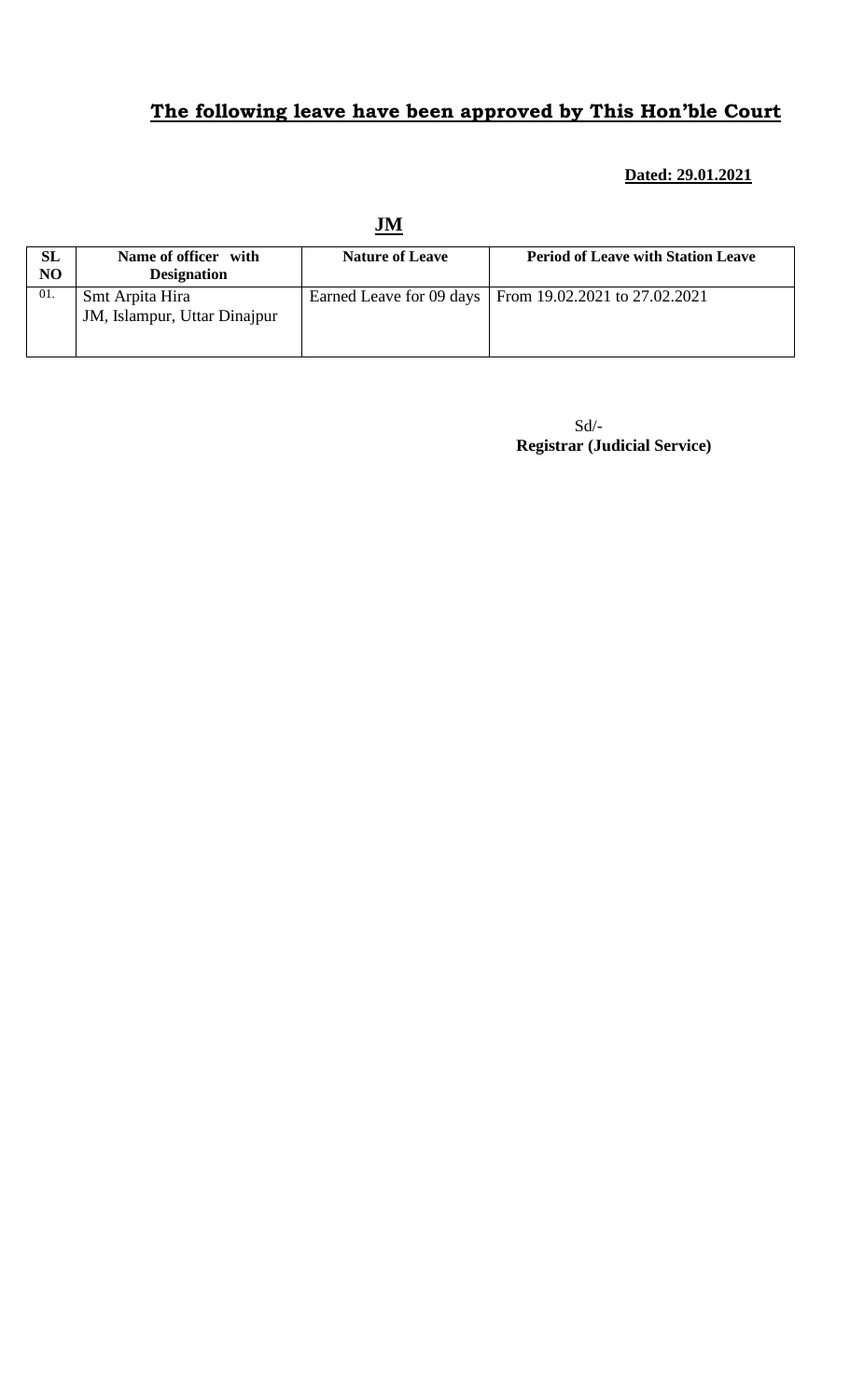## **The following leave have been approved by This Hon'ble Court**

**Dated: 29.01.2021**

**JM**

| SL NO | Name of officer with Designation | Nature of Leave | Period of Leave with Station Leave |
|---|---|---|---|
| 01. | Smt Arpita Hira<br>JM, Islampur, Uttar Dinajpur | Earned Leave for 09 days | From 19.02.2021 to 27.02.2021 |

Sd/-
**Registrar (Judicial Service)**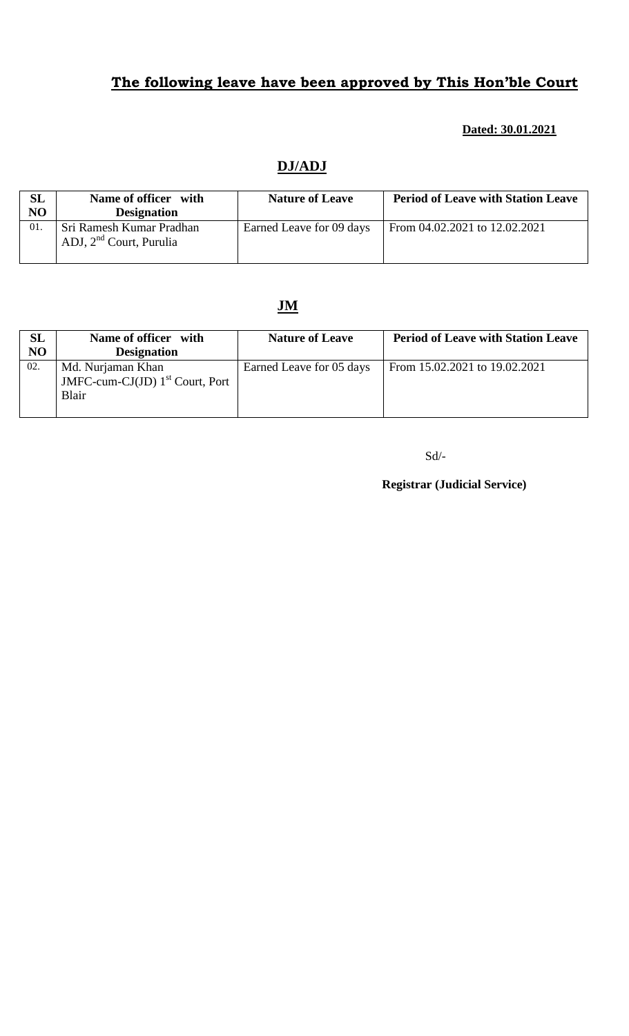## The following leave have been approved by This Hon'ble Court

**Dated: 30.01.2021**

### DJ/ADJ

| SL NO | Name of officer with Designation | Nature of Leave | Period of Leave with Station Leave |
|---|---|---|---|
| 01. | Sri Ramesh Kumar Pradhan ADJ, 2nd Court, Purulia | Earned Leave for 09 days | From 04.02.2021 to 12.02.2021 |

### JM

| SL NO | Name of officer with Designation | Nature of Leave | Period of Leave with Station Leave |
|---|---|---|---|
| 02. | Md. Nurjaman Khan JMFC-cum-CJ(JD) 1st Court, Port Blair | Earned Leave for 05 days | From 15.02.2021 to 19.02.2021 |

Sd/-

**Registrar (Judicial Service)**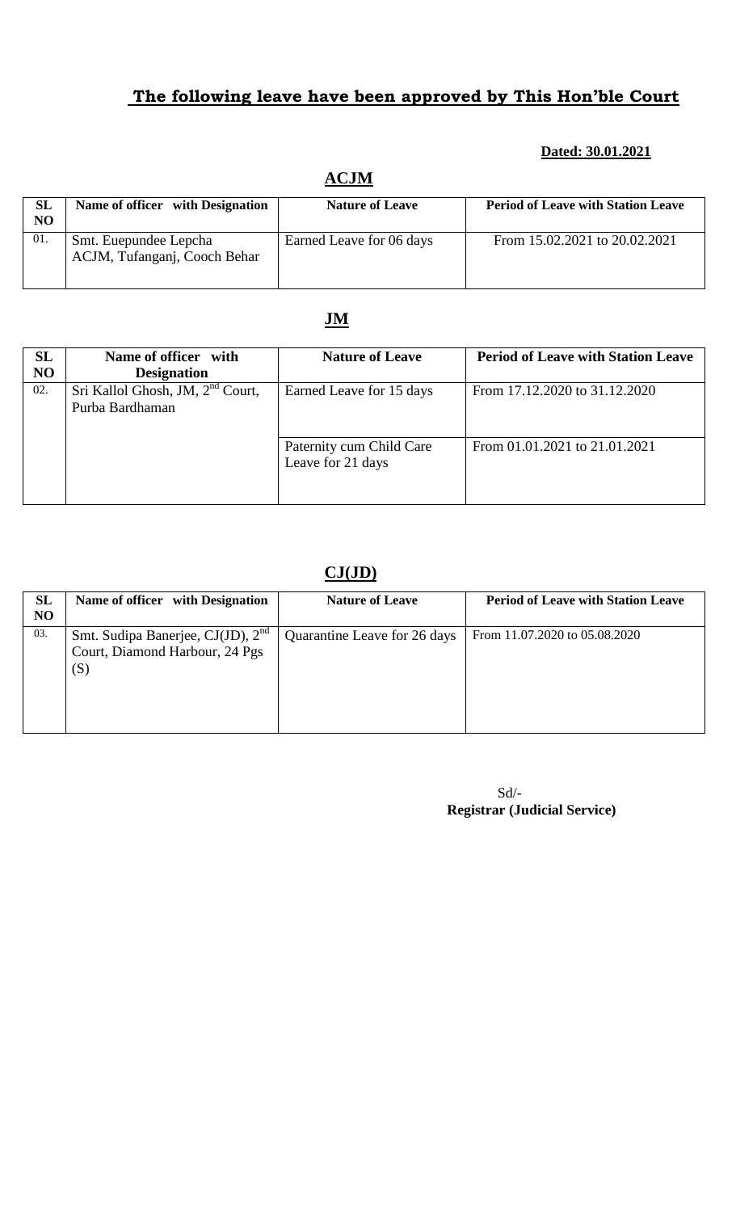## **The following leave have been approved by This Hon'ble Court**

**Dated: 30.01.2021**

### **ACJM**

| SL NO | Name of officer with Designation | Nature of Leave | Period of Leave with Station Leave |
|---|---|---|---|
| 01. | Smt. Euepundee Lepcha ACJM, Tufanganj, Cooch Behar | Earned Leave for 06 days | From 15.02.2021 to 20.02.2021 |

### **JM**

| SL NO | Name of officer with Designation | Nature of Leave | Period of Leave with Station Leave |
|---|---|---|---|
| 02. | Sri Kallol Ghosh, JM, 2nd Court, Purba Bardhaman | Earned Leave for 15 days | From 17.12.2020 to 31.12.2020 |
| | | Paternity cum Child Care Leave for 21 days | From 01.01.2021 to 21.01.2021 |

### **CJ(JD)**

| SL NO | Name of officer with Designation | Nature of Leave | Period of Leave with Station Leave |
|---|---|---|---|
| 03. | Smt. Sudipa Banerjee, CJ(JD), 2nd Court, Diamond Harbour, 24 Pgs (S) | Quarantine Leave for 26 days | From 11.07.2020 to 05.08.2020 |

Sd/-
**Registrar (Judicial Service)**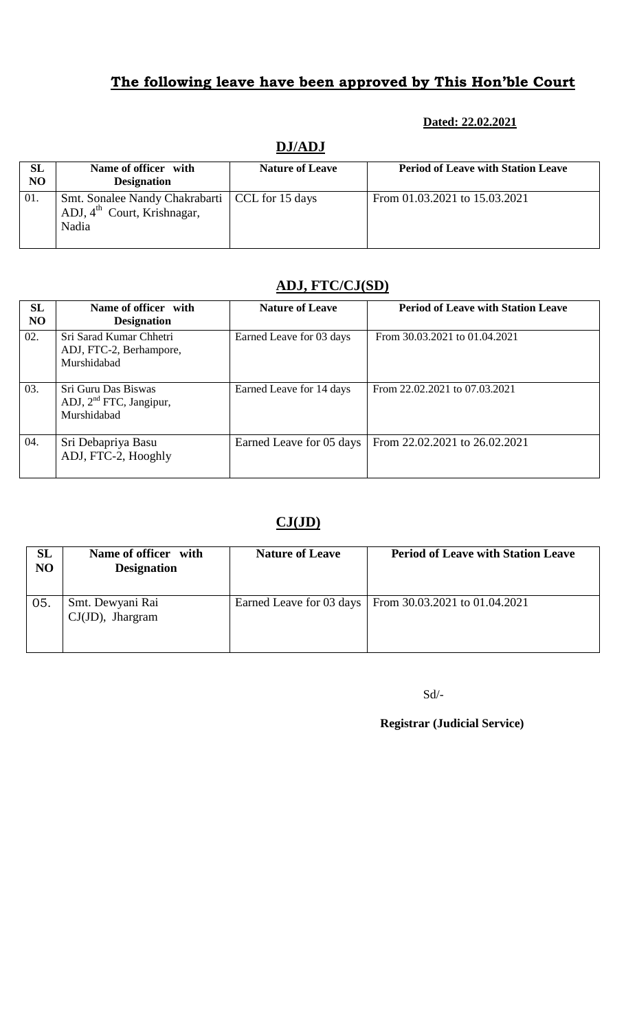## **The following leave have been approved by This Hon'ble Court**

**Dated: 22.02.2021**

### **DJ/ADJ**

| SL NO | Name of officer with Designation | Nature of Leave | Period of Leave with Station Leave |
|---|---|---|---|
| 01. | Smt. Sonalee Nandy Chakrabarti ADJ, 4th Court, Krishnagar, Nadia | CCL for 15 days | From 01.03.2021 to 15.03.2021 |

### **ADJ, FTC/CJ(SD)**

| SL NO | Name of officer with Designation | Nature of Leave | Period of Leave with Station Leave |
|---|---|---|---|
| 02. | Sri Sarad Kumar Chhetri ADJ, FTC-2, Berhampore, Murshidabad | Earned Leave for 03 days | From 30.03.2021 to 01.04.2021 |
| 03. | Sri Guru Das Biswas ADJ, 2nd FTC, Jangipur, Murshidabad | Earned Leave for 14 days | From 22.02.2021 to 07.03.2021 |
| 04. | Sri Debapriya Basu ADJ, FTC-2, Hooghly | Earned Leave for 05 days | From 22.02.2021 to 26.02.2021 |

### **CJ(JD)**

| SL NO | Name of officer with Designation | Nature of Leave | Period of Leave with Station Leave |
|---|---|---|---|
| 05. | Smt. Dewyani Rai CJ(JD), Jhargram | Earned Leave for 03 days | From 30.03.2021 to 01.04.2021 |

Sd/-

**Registrar (Judicial Service)**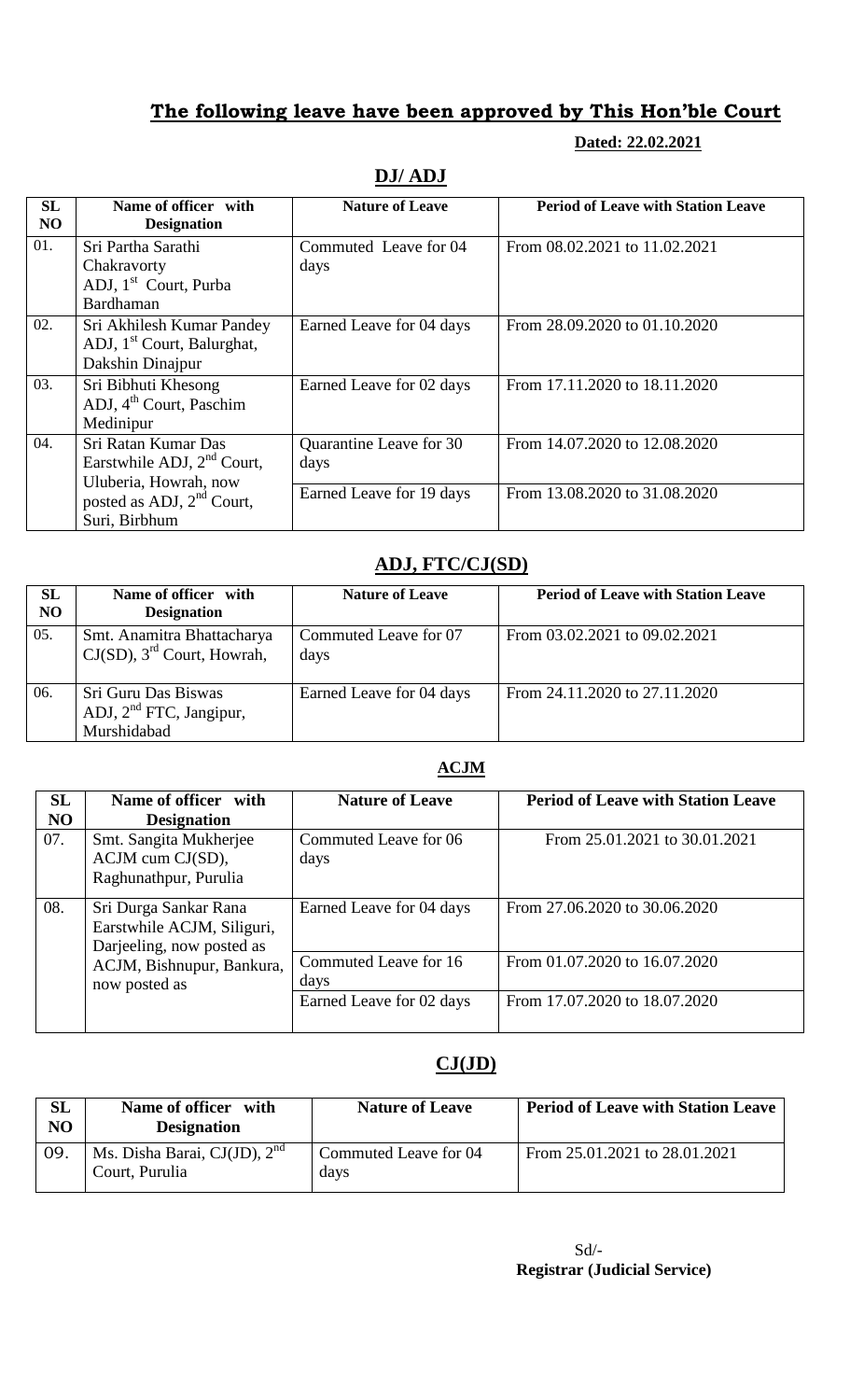## The following leave have been approved by This Hon'ble Court

**Dated: 22.02.2021**

### DJ/ ADJ

| SL NO | Name of officer with Designation | Nature of Leave | Period of Leave with Station Leave |
|---|---|---|---|
| 01. | Sri Partha Sarathi Chakravorty ADJ, 1st Court, Purba Bardhaman | Commuted Leave for 04 days | From 08.02.2021 to 11.02.2021 |
| 02. | Sri Akhilesh Kumar Pandey ADJ, 1st Court, Balurghat, Dakshin Dinajpur | Earned Leave for 04 days | From 28.09.2020 to 01.10.2020 |
| 03. | Sri Bibhuti Khesong ADJ, 4th Court, Paschim Medinipur | Earned Leave for 02 days | From 17.11.2020 to 18.11.2020 |
| 04. | Sri Ratan Kumar Das Earstwhile ADJ, 2nd Court, Uluberia, Howrah, now posted as ADJ, 2nd Court, Suri, Birbhum | Quarantine Leave for 30 days | From 14.07.2020 to 12.08.2020 |
| | | Earned Leave for 19 days | From 13.08.2020 to 31.08.2020 |

### ADJ, FTC/CJ(SD)

| SL NO | Name of officer with Designation | Nature of Leave | Period of Leave with Station Leave |
|---|---|---|---|
| 05. | Smt. Anamitra Bhattacharya CJ(SD), 3rd Court, Howrah, | Commuted Leave for 07 days | From 03.02.2021 to 09.02.2021 |
| 06. | Sri Guru Das Biswas ADJ, 2nd FTC, Jangipur, Murshidabad | Earned Leave for 04 days | From 24.11.2020 to 27.11.2020 |

### ACJM

| SL NO | Name of officer with Designation | Nature of Leave | Period of Leave with Station Leave |
|---|---|---|---|
| 07. | Smt. Sangita Mukherjee ACJM cum CJ(SD), Raghunathpur, Purulia | Commuted Leave for 06 days | From 25.01.2021 to 30.01.2021 |
| 08. | Sri Durga Sankar Rana Earstwhile ACJM, Siliguri, Darjeeling, now posted as ACJM, Bishnupur, Bankura, now posted as | Earned Leave for 04 days | From 27.06.2020 to 30.06.2020 |
| | | Commuted Leave for 16 days | From 01.07.2020 to 16.07.2020 |
| | | Earned Leave for 02 days | From 17.07.2020 to 18.07.2020 |

### CJ(JD)

| SL NO | Name of officer with Designation | Nature of Leave | Period of Leave with Station Leave |
|---|---|---|---|
| 09. | Ms. Disha Barai, CJ(JD), 2nd Court, Purulia | Commuted Leave for 04 days | From 25.01.2021 to 28.01.2021 |

Sd/-
**Registrar (Judicial Service)**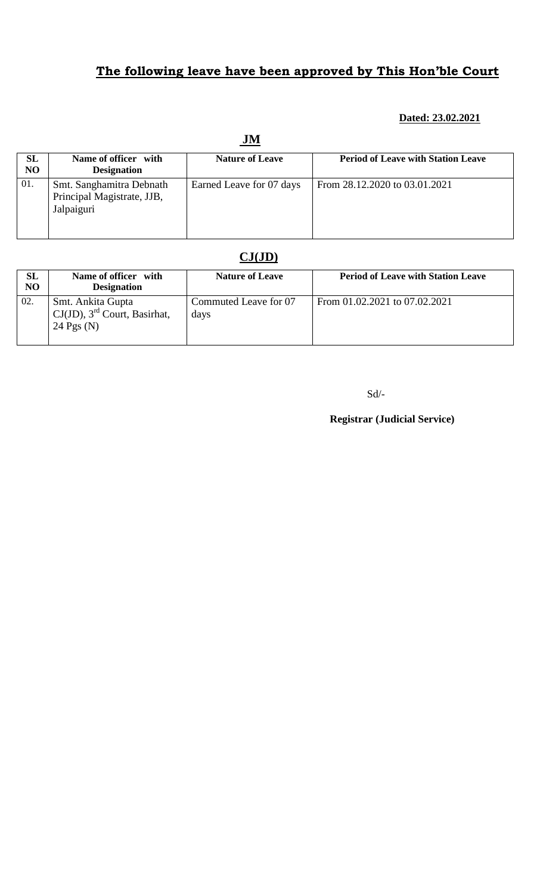## The following leave have been approved by This Hon'ble Court

**Dated: 23.02.2021**

### JM

| SL NO | Name of officer with Designation | Nature of Leave | Period of Leave with Station Leave |
|---|---|---|---|
| 01. | Smt. Sanghamitra Debnath Principal Magistrate, JJB, Jalpaiguri | Earned Leave for 07 days | From 28.12.2020 to 03.01.2021 |

### CJ(JD)

| SL NO | Name of officer with Designation | Nature of Leave | Period of Leave with Station Leave |
|---|---|---|---|
| 02. | Smt. Ankita Gupta CJ(JD), 3rd Court, Basirhat, 24 Pgs (N) | Commuted Leave for 07 days | From 01.02.2021 to 07.02.2021 |

Sd/-

**Registrar (Judicial Service)**